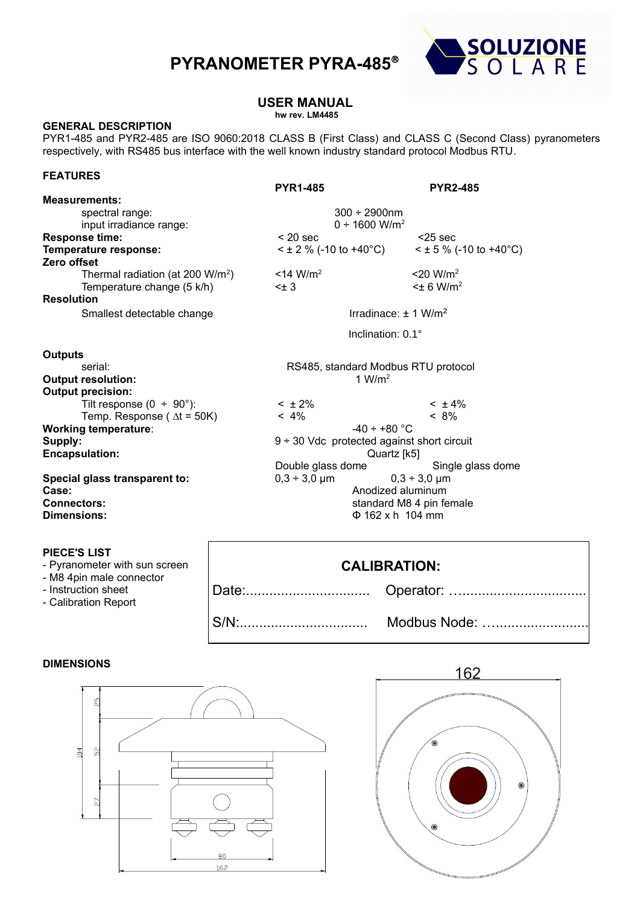# PYRANOMETER PYRA-485®

SOLUZIONE SOLARE

## USER MANUAL

**hw rev. LM4485**

### GENERAL DESCRIPTION

PYR1-485 and PYR2-485 are ISO 9060:2018 CLASS B (First Class) and CLASS C (Second Class) pyranometers respectively, with RS485 bus interface with the well known industry standard protocol Modbus RTU.

### FEATURES

| | PYR1-485 | PYR2-485 |
|---|---|---|
| **Measurements:** | | |
| spectral range: | 300 ÷ 2900nm | |
| input irradiance range: | 0 ÷ 1600 W/m² | |
| **Response time:** | < 20 sec | <25 sec |
| **Temperature response:** | < ± 2 % (-10 to +40°C) | < ± 5 % (-10 to +40°C) |
| **Zero offset** | | |
| Thermal radiation (at 200 W/m²) | <14 W/m² | <20 W/m² |
| Temperature change (5 k/h) | <± 3 | <± 6 W/m² |
| **Resolution** | | |
| Smallest detectable change | Irradinace: ± 1 W/m² | |
| | Inclination: 0.1° | |
| **Outputs** | | |
| serial: | RS485, standard Modbus RTU protocol | |
| **Output resolution:** | 1 W/m² | |
| **Output precision:** | | |
| Tilt response (0 ÷ 90°): | < ± 2% | < ± 4% |
| Temp. Response ( ∆t = 50K) | < 4% | < 8% |
| **Working temperature**: | -40 ÷ +80 °C | |
| **Supply:** | 9 ÷ 30 Vdc protected against short circuit | |
| **Encapsulation:** | Quartz [k5] | |
| | Double glass dome | Single glass dome |
| **Special glass transparent to:** | 0,3 ÷ 3,0 μm | 0,3 ÷ 3,0 μm |
| **Case:** | Anodized aluminum | |
| **Connectors:** | standard M8 4 pin female | |
| **Dimensions:** | Φ 162 x h 104 mm | |

### PIECE'S LIST

- Pyranometer with sun screen
- M8 4pin male connector
- Instruction sheet
- Calibration Report

| **CALIBRATION:** | |
|---|---|
| Date:................................ | Operator: ………………………….. |
| S/N:................................ | Modbus Node: ……………………. |

### DIMENSIONS

104, 25, 52, 27, 80, 162

162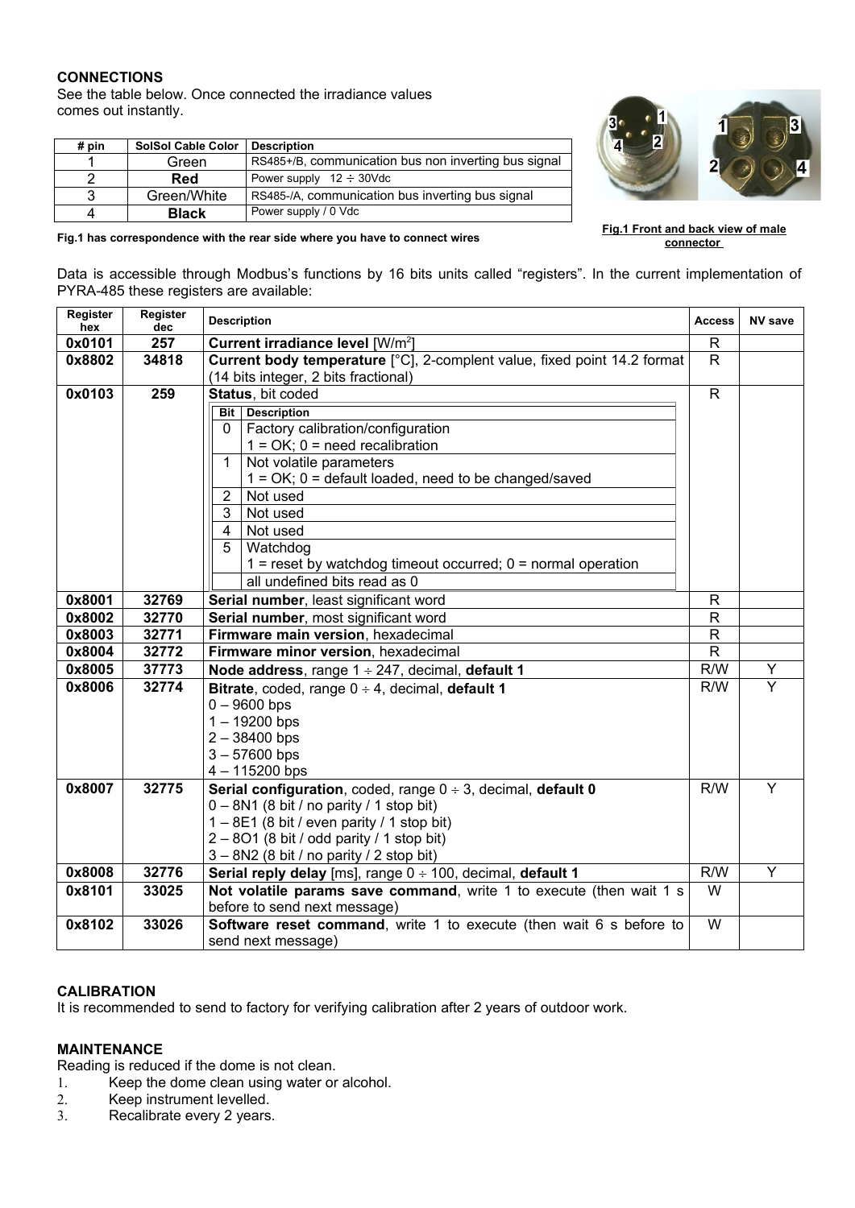**CONNECTIONS**

See the table below. Once connected the irradiance values comes out instantly.

| # pin | SolSol Cable Color | Description |
|---|---|---|
| 1 | Green | RS485+/B, communication bus non inverting bus signal |
| 2 | **Red** | Power supply 12 ÷ 30Vdc |
| 3 | Green/White | RS485-/A, communication bus inverting bus signal |
| 4 | **Black** | Power supply / 0 Vdc |

**Fig.1 has correspondence with the rear side where you have to connect wires**

**Fig.1 Front and back view of male connector**

Data is accessible through Modbus's functions by 16 bits units called "registers". In the current implementation of PYRA-485 these registers are available:

| Register hex | Register dec | Description | Access | NV save |
|---|---|---|---|---|
| **0x0101** | **257** | **Current irradiance level** [W/m$^2$] | R | |
| **0x8802** | **34818** | **Current body temperature** [°C], 2-complent value, fixed point 14.2 format (14 bits integer, 2 bits fractional) | R | |
| **0x0103** | **259** | **Status**, bit coded<br>Bit 0: Factory calibration/configuration; 1 = OK; 0 = need recalibration<br>Bit 1: Not volatile parameters; 1 = OK; 0 = default loaded, need to be changed/saved<br>Bit 2: Not used<br>Bit 3: Not used<br>Bit 4: Not used<br>Bit 5: Watchdog; 1 = reset by watchdog timeout occurred; 0 = normal operation<br>all undefined bits read as 0 | R | |
| **0x8001** | **32769** | **Serial number**, least significant word | R | |
| **0x8002** | **32770** | **Serial number**, most significant word | R | |
| **0x8003** | **32771** | **Firmware main version**, hexadecimal | R | |
| **0x8004** | **32772** | **Firmware minor version**, hexadecimal | R | |
| **0x8005** | **37773** | **Node address**, range 1 ÷ 247, decimal, **default 1** | R/W | Y |
| **0x8006** | **32774** | **Bitrate**, coded, range 0 ÷ 4, decimal, **default 1**<br>0 – 9600 bps<br>1 – 19200 bps<br>2 – 38400 bps<br>3 – 57600 bps<br>4 – 115200 bps | R/W | Y |
| **0x8007** | **32775** | **Serial configuration**, coded, range 0 ÷ 3, decimal, **default 0**<br>0 – 8N1 (8 bit / no parity / 1 stop bit)<br>1 – 8E1 (8 bit / even parity / 1 stop bit)<br>2 – 8O1 (8 bit / odd parity / 1 stop bit)<br>3 – 8N2 (8 bit / no parity / 2 stop bit) | R/W | Y |
| **0x8008** | **32776** | **Serial reply delay** [ms], range 0 ÷ 100, decimal, **default 1** | R/W | Y |
| **0x8101** | **33025** | **Not volatile params save command**, write 1 to execute (then wait 1 s before to send next message) | W | |
| **0x8102** | **33026** | **Software reset command**, write 1 to execute (then wait 6 s before to send next message) | W | |

**CALIBRATION**

It is recommended to send to factory for verifying calibration after 2 years of outdoor work.

**MAINTENANCE**

Reading is reduced if the dome is not clean.

1. Keep the dome clean using water or alcohol.
2. Keep instrument levelled.
3. Recalibrate every 2 years.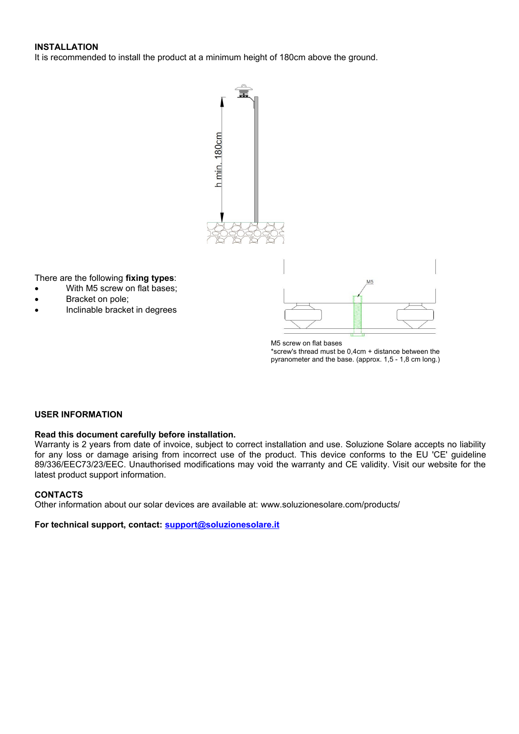**INSTALLATION**

It is recommended to install the product at a minimum height of 180cm above the ground.

h min. 180cm

There are the following **fixing types**:

- With M5 screw on flat bases;
- Bracket on pole;
- Inclinable bracket in degrees

M5

M5 screw on flat bases
*screw's thread must be 0,4cm + distance between the pyranometer and the base. (approx. 1,5 - 1,8 cm long.)

**USER INFORMATION**

**Read this document carefully before installation.**

Warranty is 2 years from date of invoice, subject to correct installation and use. Soluzione Solare accepts no liability for any loss or damage arising from incorrect use of the product. This device conforms to the EU 'CE' guideline 89/336/EEC73/23/EEC. Unauthorised modifications may void the warranty and CE validity. Visit our website for the latest product support information.

**CONTACTS**

Other information about our solar devices are available at: www.soluzionesolare.com/products/

**For technical support, contact: support@soluzionesolare.it**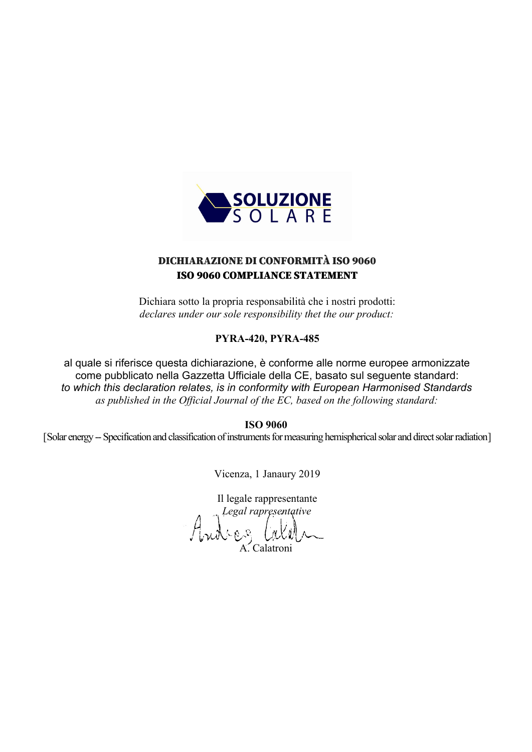SOLUZIONE SOLARE

# DICHIARAZIONE DI CONFORMITÀ ISO 9060
# ISO 9060 COMPLIANCE STATEMENT

Dichiara sotto la propria responsabilità che i nostri prodotti:
*declares under our sole responsibility thet the our product:*

**PYRA-420, PYRA-485**

al quale si riferisce questa dichiarazione, è conforme alle norme europee armonizzate come pubblicato nella Gazzetta Ufficiale della CE, basato sul seguente standard:
*to which this declaration relates, is in conformity with European Harmonised Standards as published in the Official Journal of the EC, based on the following standard:*

**ISO 9060**
[Solar energy – Specification and classification of instruments for measuring hemispherical solar and direct solar radiation]

Vicenza, 1 Janaury 2019

Il legale rappresentante
*Legal rapresentative*

A. Calatroni